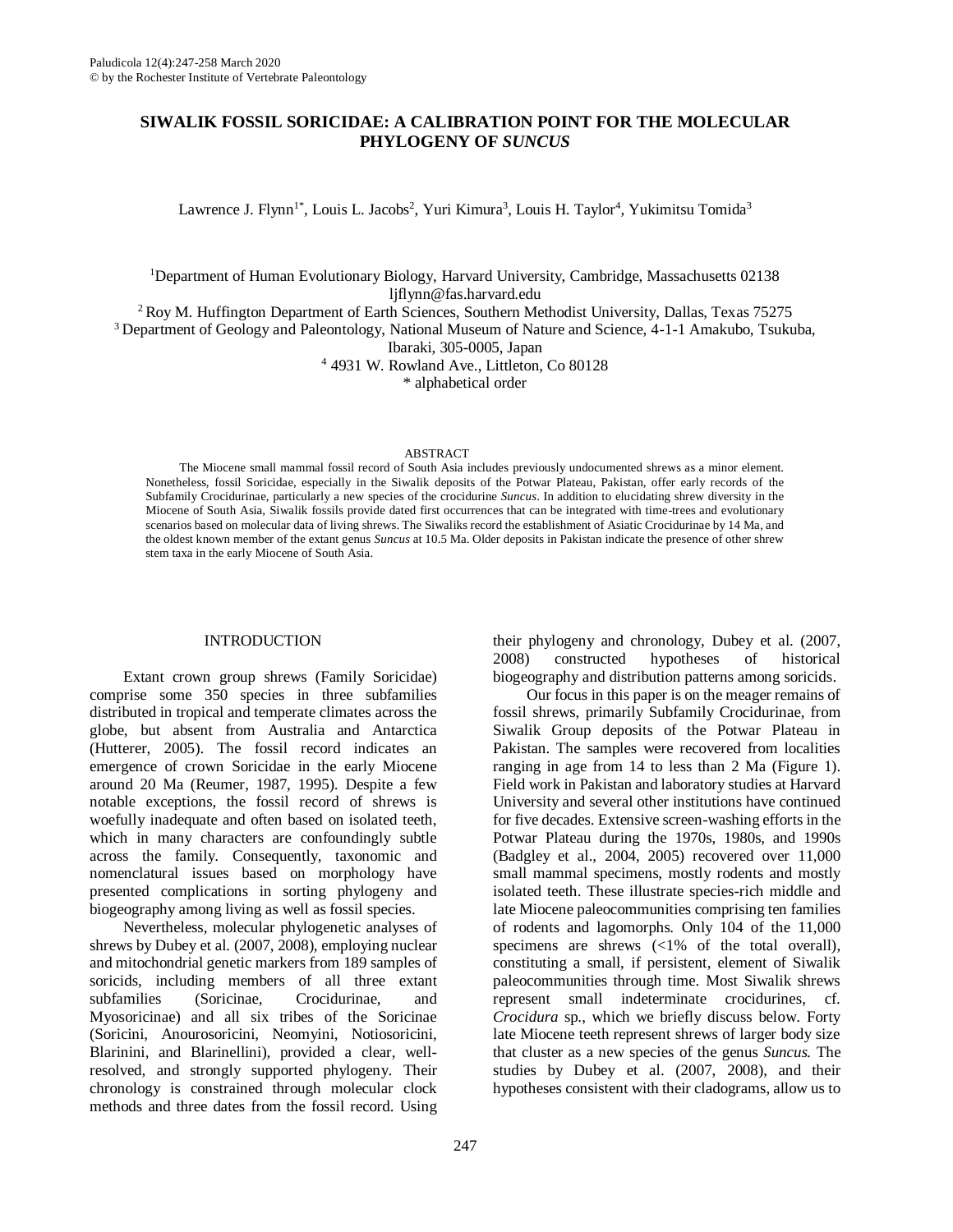# SIWALIK FOSSIL SORICIDAE: A CALIBRATION POINT FOR THE MOLECULAR PHYLOGENY OF *SUNCUS*

Lawrence J. Flynn[1*], Louis L. Jacobs[2], Yuri Kimura[3], Louis H. Taylor[4], Yukimitsu Tomida[3]

[1]Department of Human Evolutionary Biology, Harvard University, Cambridge, Massachusetts 02138
ljflynn@fas.harvard.edu
[2]Roy M. Huffington Department of Earth Sciences, Southern Methodist University, Dallas, Texas 75275
[3]Department of Geology and Paleontology, National Museum of Nature and Science, 4-1-1 Amakubo, Tsukuba, Ibaraki, 305-0005, Japan
[4]4931 W. Rowland Ave., Littleton, Co 80128
* alphabetical order

## ABSTRACT

The Miocene small mammal fossil record of South Asia includes previously undocumented shrews as a minor element. Nonetheless, fossil Soricidae, especially in the Siwalik deposits of the Potwar Plateau, Pakistan, offer early records of the Subfamily Crocidurinae, particularly a new species of the crocidurine *Suncus*. In addition to elucidating shrew diversity in the Miocene of South Asia, Siwalik fossils provide dated first occurrences that can be integrated with time-trees and evolutionary scenarios based on molecular data of living shrews. The Siwaliks record the establishment of Asiatic Crocidurinae by 14 Ma, and the oldest known member of the extant genus *Suncus* at 10.5 Ma. Older deposits in Pakistan indicate the presence of other shrew stem taxa in the early Miocene of South Asia.

## INTRODUCTION

Extant crown group shrews (Family Soricidae) comprise some 350 species in three subfamilies distributed in tropical and temperate climates across the globe, but absent from Australia and Antarctica (Hutterer, 2005). The fossil record indicates an emergence of crown Soricidae in the early Miocene around 20 Ma (Reumer, 1987, 1995). Despite a few notable exceptions, the fossil record of shrews is woefully inadequate and often based on isolated teeth, which in many characters are confoundingly subtle across the family. Consequently, taxonomic and nomenclatural issues based on morphology have presented complications in sorting phylogeny and biogeography among living as well as fossil species.

Nevertheless, molecular phylogenetic analyses of shrews by Dubey et al. (2007, 2008), employing nuclear and mitochondrial genetic markers from 189 samples of soricids, including members of all three extant subfamilies (Soricinae, Crocidurinae, and Myosoricinae) and all six tribes of the Soricinae (Soricini, Anourosoricini, Neomyini, Notiosoricini, Blarinini, and Blarinellini), provided a clear, well-resolved, and strongly supported phylogeny. Their chronology is constrained through molecular clock methods and three dates from the fossil record. Using their phylogeny and chronology, Dubey et al. (2007, 2008) constructed hypotheses of historical biogeography and distribution patterns among soricids.

Our focus in this paper is on the meager remains of fossil shrews, primarily Subfamily Crocidurinae, from Siwalik Group deposits of the Potwar Plateau in Pakistan. The samples were recovered from localities ranging in age from 14 to less than 2 Ma (Figure 1). Field work in Pakistan and laboratory studies at Harvard University and several other institutions have continued for five decades. Extensive screen-washing efforts in the Potwar Plateau during the 1970s, 1980s, and 1990s (Badgley et al., 2004, 2005) recovered over 11,000 small mammal specimens, mostly rodents and mostly isolated teeth. These illustrate species-rich middle and late Miocene paleocommunities comprising ten families of rodents and lagomorphs. Only 104 of the 11,000 specimens are shrews (<1% of the total overall), constituting a small, if persistent, element of Siwalik paleocommunities through time. Most Siwalik shrews represent small indeterminate crocidurines, cf. *Crocidura* sp., which we briefly discuss below. Forty late Miocene teeth represent shrews of larger body size that cluster as a new species of the genus *Suncus*. The studies by Dubey et al. (2007, 2008), and their hypotheses consistent with their cladograms, allow us to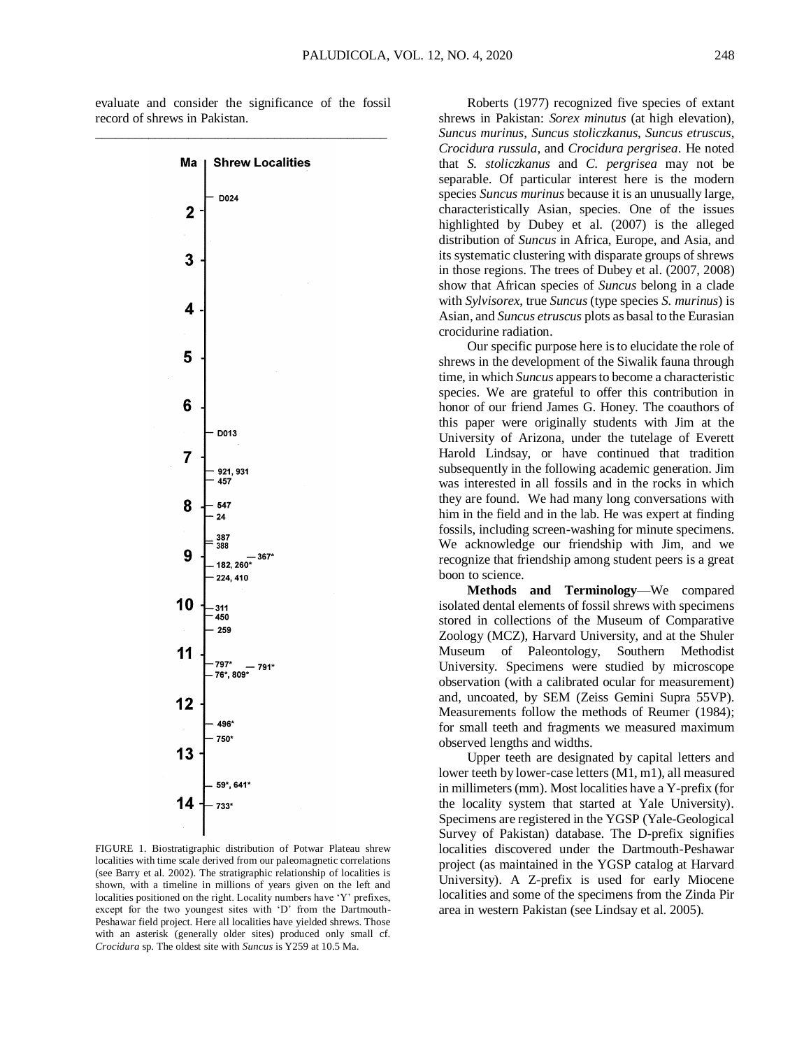evaluate and consider the significance of the fossil record of shrews in Pakistan.

FIGURE 1. Biostratigraphic distribution of Potwar Plateau shrew localities with time scale derived from our paleomagnetic correlations (see Barry et al. 2002). The stratigraphic relationship of localities is shown, with a timeline in millions of years given on the left and localities positioned on the right. Locality numbers have 'Y' prefixes, except for the two youngest sites with 'D' from the Dartmouth-Peshawar field project. Here all localities have yielded shrews. Those with an asterisk (generally older sites) produced only small cf. *Crocidura* sp. The oldest site with *Suncus* is Y259 at 10.5 Ma.

Roberts (1977) recognized five species of extant shrews in Pakistan: *Sorex minutus* (at high elevation), *Suncus murinus*, *Suncus stoliczkanus*, *Suncus etruscus*, *Crocidura russula*, and *Crocidura pergrisea*. He noted that *S. stoliczkanus* and *C. pergrisea* may not be separable. Of particular interest here is the modern species *Suncus murinus* because it is an unusually large, characteristically Asian, species. One of the issues highlighted by Dubey et al. (2007) is the alleged distribution of *Suncus* in Africa, Europe, and Asia, and its systematic clustering with disparate groups of shrews in those regions. The trees of Dubey et al. (2007, 2008) show that African species of *Suncus* belong in a clade with *Sylvisorex*, true *Suncus* (type species *S. murinus*) is Asian, and *Suncus etruscus* plots as basal to the Eurasian crocidurine radiation.

Our specific purpose here is to elucidate the role of shrews in the development of the Siwalik fauna through time, in which *Suncus* appears to become a characteristic species. We are grateful to offer this contribution in honor of our friend James G. Honey. The coauthors of this paper were originally students with Jim at the University of Arizona, under the tutelage of Everett Harold Lindsay, or have continued that tradition subsequently in the following academic generation. Jim was interested in all fossils and in the rocks in which they are found. We had many long conversations with him in the field and in the lab. He was expert at finding fossils, including screen-washing for minute specimens. We acknowledge our friendship with Jim, and we recognize that friendship among student peers is a great boon to science.

**Methods and Terminology**—We compared isolated dental elements of fossil shrews with specimens stored in collections of the Museum of Comparative Zoology (MCZ), Harvard University, and at the Shuler Museum of Paleontology, Southern Methodist University. Specimens were studied by microscope observation (with a calibrated ocular for measurement) and, uncoated, by SEM (Zeiss Gemini Supra 55VP). Measurements follow the methods of Reumer (1984); for small teeth and fragments we measured maximum observed lengths and widths.

Upper teeth are designated by capital letters and lower teeth by lower-case letters (M1, m1), all measured in millimeters (mm). Most localities have a Y-prefix (for the locality system that started at Yale University). Specimens are registered in the YGSP (Yale-Geological Survey of Pakistan) database. The D-prefix signifies localities discovered under the Dartmouth-Peshawar project (as maintained in the YGSP catalog at Harvard University). A Z-prefix is used for early Miocene localities and some of the specimens from the Zinda Pir area in western Pakistan (see Lindsay et al. 2005).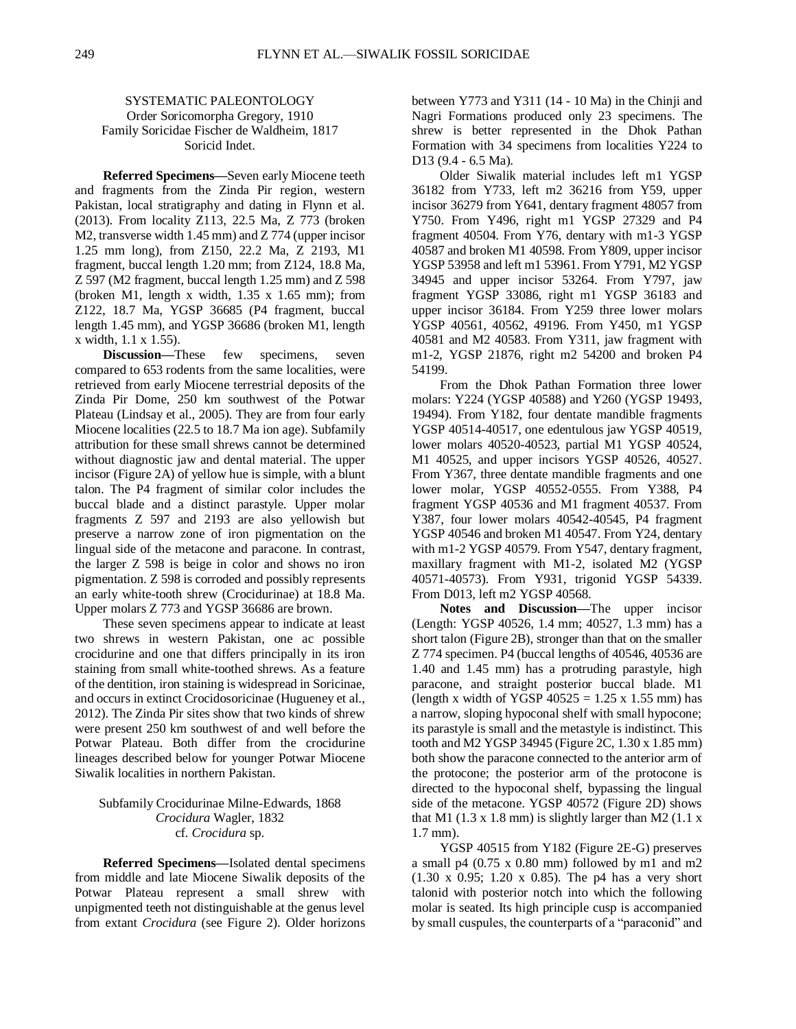## SYSTEMATIC PALEONTOLOGY

Order Soricomorpha Gregory, 1910

Family Soricidae Fischer de Waldheim, 1817

Soricid Indet.

**Referred Specimens**—Seven early Miocene teeth and fragments from the Zinda Pir region, western Pakistan, local stratigraphy and dating in Flynn et al. (2013). From locality Z113, 22.5 Ma, Z 773 (broken M2, transverse width 1.45 mm) and Z 774 (upper incisor 1.25 mm long), from Z150, 22.2 Ma, Z 2193, M1 fragment, buccal length 1.20 mm; from Z124, 18.8 Ma, Z 597 (M2 fragment, buccal length 1.25 mm) and Z 598 (broken M1, length x width, 1.35 x 1.65 mm); from Z122, 18.7 Ma, YGSP 36685 (P4 fragment, buccal length 1.45 mm), and YGSP 36686 (broken M1, length x width, 1.1 x 1.55).

**Discussion**—These few specimens, seven compared to 653 rodents from the same localities, were retrieved from early Miocene terrestrial deposits of the Zinda Pir Dome, 250 km southwest of the Potwar Plateau (Lindsay et al., 2005). They are from four early Miocene localities (22.5 to 18.7 Ma ion age). Subfamily attribution for these small shrews cannot be determined without diagnostic jaw and dental material. The upper incisor (Figure 2A) of yellow hue is simple, with a blunt talon. The P4 fragment of similar color includes the buccal blade and a distinct parastyle. Upper molar fragments Z 597 and 2193 are also yellowish but preserve a narrow zone of iron pigmentation on the lingual side of the metacone and paracone. In contrast, the larger Z 598 is beige in color and shows no iron pigmentation. Z 598 is corroded and possibly represents an early white-tooth shrew (Crocidurinae) at 18.8 Ma. Upper molars Z 773 and YGSP 36686 are brown.

These seven specimens appear to indicate at least two shrews in western Pakistan, one ac possible crocidurine and one that differs principally in its iron staining from small white-toothed shrews. As a feature of the dentition, iron staining is widespread in Soricinae, and occurs in extinct Crocidosoricinae (Hugueney et al., 2012). The Zinda Pir sites show that two kinds of shrew were present 250 km southwest of and well before the Potwar Plateau. Both differ from the crocidurine lineages described below for younger Potwar Miocene Siwalik localities in northern Pakistan.

Subfamily Crocidurinae Milne-Edwards, 1868

*Crocidura* Wagler, 1832

cf. *Crocidura* sp.

**Referred Specimens**—Isolated dental specimens from middle and late Miocene Siwalik deposits of the Potwar Plateau represent a small shrew with unpigmented teeth not distinguishable at the genus level from extant *Crocidura* (see Figure 2). Older horizons between Y773 and Y311 (14 - 10 Ma) in the Chinji and Nagri Formations produced only 23 specimens. The shrew is better represented in the Dhok Pathan Formation with 34 specimens from localities Y224 to D13 (9.4 - 6.5 Ma).

Older Siwalik material includes left m1 YGSP 36182 from Y733, left m2 36216 from Y59, upper incisor 36279 from Y641, dentary fragment 48057 from Y750. From Y496, right m1 YGSP 27329 and P4 fragment 40504. From Y76, dentary with m1-3 YGSP 40587 and broken M1 40598. From Y809, upper incisor YGSP 53958 and left m1 53961. From Y791, M2 YGSP 34945 and upper incisor 53264. From Y797, jaw fragment YGSP 33086, right m1 YGSP 36183 and upper incisor 36184. From Y259 three lower molars YGSP 40561, 40562, 49196. From Y450, m1 YGSP 40581 and M2 40583. From Y311, jaw fragment with m1-2, YGSP 21876, right m2 54200 and broken P4 54199.

From the Dhok Pathan Formation three lower molars: Y224 (YGSP 40588) and Y260 (YGSP 19493, 19494). From Y182, four dentate mandible fragments YGSP 40514-40517, one edentulous jaw YGSP 40519, lower molars 40520-40523, partial M1 YGSP 40524, M1 40525, and upper incisors YGSP 40526, 40527. From Y367, three dentate mandible fragments and one lower molar, YGSP 40552-0555. From Y388, P4 fragment YGSP 40536 and M1 fragment 40537. From Y387, four lower molars 40542-40545, P4 fragment YGSP 40546 and broken M1 40547. From Y24, dentary with m1-2 YGSP 40579. From Y547, dentary fragment, maxillary fragment with M1-2, isolated M2 (YGSP 40571-40573). From Y931, trigonid YGSP 54339. From D013, left m2 YGSP 40568.

**Notes and Discussion**—The upper incisor (Length: YGSP 40526, 1.4 mm; 40527, 1.3 mm) has a short talon (Figure 2B), stronger than that on the smaller Z 774 specimen. P4 (buccal lengths of 40546, 40536 are 1.40 and 1.45 mm) has a protruding parastyle, high paracone, and straight posterior buccal blade. M1 (length x width of YGSP 40525 = 1.25 x 1.55 mm) has a narrow, sloping hypoconal shelf with small hypocone; its parastyle is small and the metastyle is indistinct. This tooth and M2 YGSP 34945 (Figure 2C, 1.30 x 1.85 mm) both show the paracone connected to the anterior arm of the protocone; the posterior arm of the protocone is directed to the hypoconal shelf, bypassing the lingual side of the metacone. YGSP 40572 (Figure 2D) shows that M1 (1.3 x 1.8 mm) is slightly larger than M2 (1.1 x 1.7 mm).

YGSP 40515 from Y182 (Figure 2E-G) preserves a small p4 (0.75 x 0.80 mm) followed by m1 and m2 (1.30 x 0.95; 1.20 x 0.85). The p4 has a very short talonid with posterior notch into which the following molar is seated. Its high principle cusp is accompanied by small cuspules, the counterparts of a "paraconid" and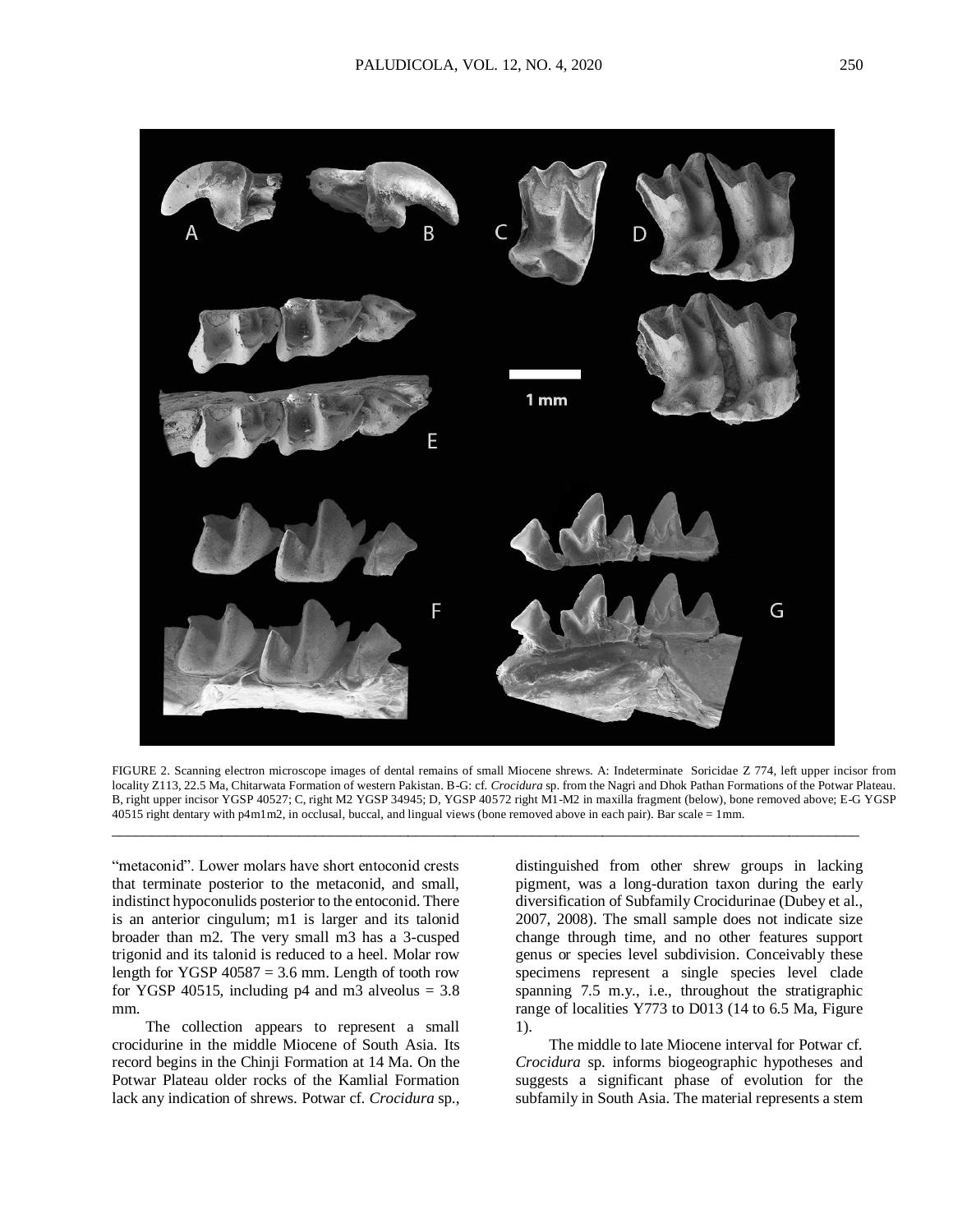FIGURE 2. Scanning electron microscope images of dental remains of small Miocene shrews. A: Indeterminate Soricidae Z 774, left upper incisor from locality Z113, 22.5 Ma, Chitarwata Formation of western Pakistan. B-G: cf. *Crocidura* sp. from the Nagri and Dhok Pathan Formations of the Potwar Plateau. B, right upper incisor YGSP 40527; C, right M2 YGSP 34945; D, YGSP 40572 right M1-M2 in maxilla fragment (below), bone removed above; E-G YGSP 40515 right dentary with p4m1m2, in occlusal, buccal, and lingual views (bone removed above in each pair). Bar scale = 1mm.

"metaconid". Lower molars have short entoconid crests that terminate posterior to the metaconid, and small, indistinct hypoconulids posterior to the entoconid. There is an anterior cingulum; m1 is larger and its talonid broader than m2. The very small m3 has a 3-cusped trigonid and its talonid is reduced to a heel. Molar row length for YGSP 40587 = 3.6 mm. Length of tooth row for YGSP 40515, including p4 and m3 alveolus = 3.8 mm.

The collection appears to represent a small crocidurine in the middle Miocene of South Asia. Its record begins in the Chinji Formation at 14 Ma. On the Potwar Plateau older rocks of the Kamlial Formation lack any indication of shrews. Potwar cf. *Crocidura* sp., distinguished from other shrew groups in lacking pigment, was a long-duration taxon during the early diversification of Subfamily Crocidurinae (Dubey et al., 2007, 2008). The small sample does not indicate size change through time, and no other features support genus or species level subdivision. Conceivably these specimens represent a single species level clade spanning 7.5 m.y., i.e., throughout the stratigraphic range of localities Y773 to D013 (14 to 6.5 Ma, Figure 1).

The middle to late Miocene interval for Potwar cf. *Crocidura* sp. informs biogeographic hypotheses and suggests a significant phase of evolution for the subfamily in South Asia. The material represents a stem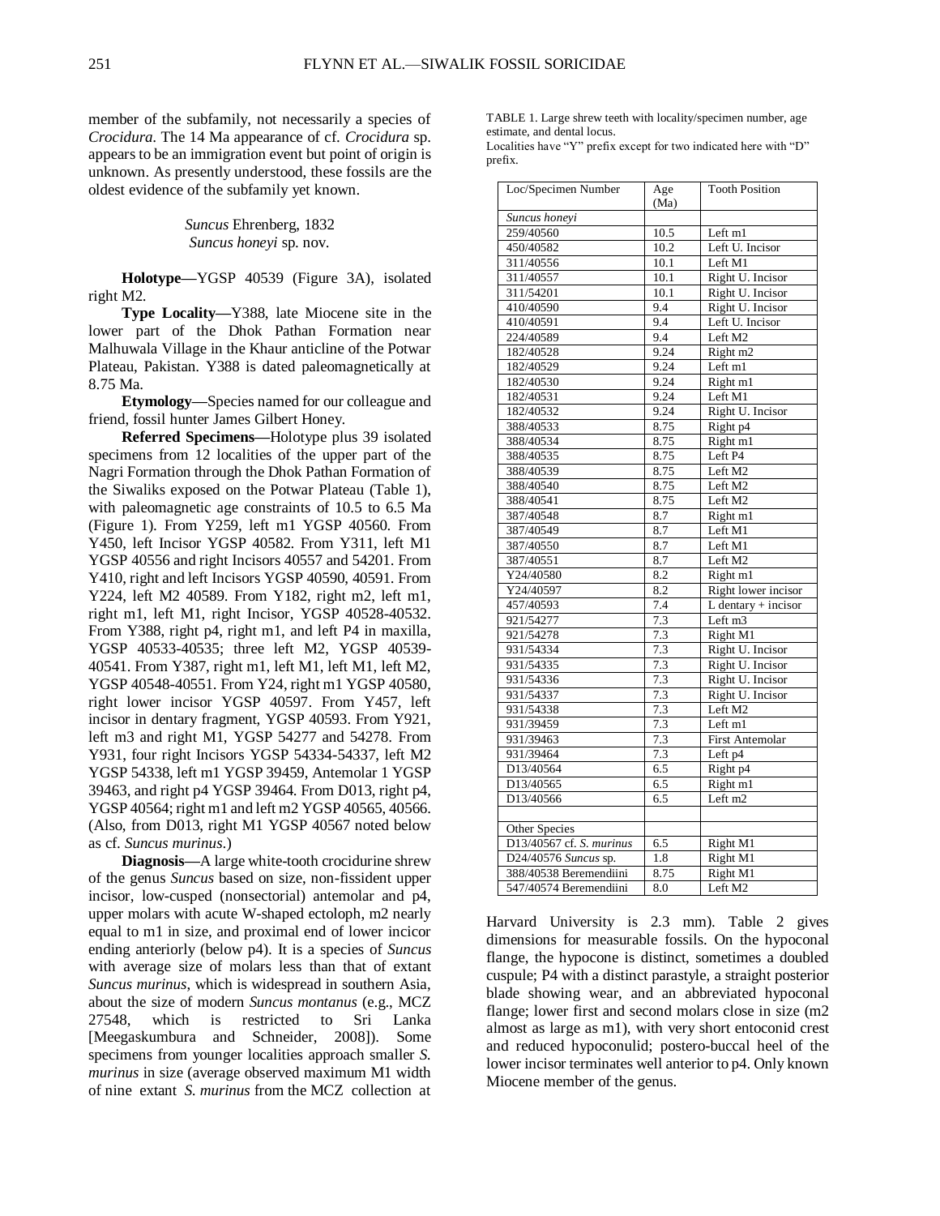member of the subfamily, not necessarily a species of *Crocidura*. The 14 Ma appearance of cf. *Crocidura* sp. appears to be an immigration event but point of origin is unknown. As presently understood, these fossils are the oldest evidence of the subfamily yet known.

*Suncus* Ehrenberg, 1832
*Suncus honeyi* sp. nov.

**Holotype**—YGSP 40539 (Figure 3A), isolated right M2.

**Type Locality**—Y388, late Miocene site in the lower part of the Dhok Pathan Formation near Malhuwala Village in the Khaur anticline of the Potwar Plateau, Pakistan. Y388 is dated paleomagnetically at 8.75 Ma.

**Etymology**—Species named for our colleague and friend, fossil hunter James Gilbert Honey.

**Referred Specimens**—Holotype plus 39 isolated specimens from 12 localities of the upper part of the Nagri Formation through the Dhok Pathan Formation of the Siwaliks exposed on the Potwar Plateau (Table 1), with paleomagnetic age constraints of 10.5 to 6.5 Ma (Figure 1). From Y259, left m1 YGSP 40560. From Y450, left Incisor YGSP 40582. From Y311, left M1 YGSP 40556 and right Incisors 40557 and 54201. From Y410, right and left Incisors YGSP 40590, 40591. From Y224, left M2 40589. From Y182, right m2, left m1, right m1, left M1, right Incisor, YGSP 40528-40532. From Y388, right p4, right m1, and left P4 in maxilla, YGSP 40533-40535; three left M2, YGSP 40539-40541. From Y387, right m1, left M1, left M1, left M2, YGSP 40548-40551. From Y24, right m1 YGSP 40580, right lower incisor YGSP 40597. From Y457, left incisor in dentary fragment, YGSP 40593. From Y921, left m3 and right M1, YGSP 54277 and 54278. From Y931, four right Incisors YGSP 54334-54337, left M2 YGSP 54338, left m1 YGSP 39459, Antemolar 1 YGSP 39463, and right p4 YGSP 39464. From D013, right p4, YGSP 40564; right m1 and left m2 YGSP 40565, 40566. (Also, from D013, right M1 YGSP 40567 noted below as cf. *Suncus murinus*.)

**Diagnosis**—A large white-tooth crocidurine shrew of the genus *Suncus* based on size, non-fissident upper incisor, low-cusped (nonsectorial) antemolar and p4, upper molars with acute W-shaped ectoloph, m2 nearly equal to m1 in size, and proximal end of lower incicor ending anteriorly (below p4). It is a species of *Suncus* with average size of molars less than that of extant *Suncus murinus*, which is widespread in southern Asia, about the size of modern *Suncus montanus* (e.g., MCZ 27548, which is restricted to Sri Lanka [Meegaskumbura and Schneider, 2008]). Some specimens from younger localities approach smaller *S. murinus* in size (average observed maximum M1 width of nine extant *S. murinus* from the MCZ collection at Harvard University is 2.3 mm). Table 2 gives dimensions for measurable fossils. On the hypoconal flange, the hypocone is distinct, sometimes a doubled cuspule; P4 with a distinct parastyle, a straight posterior blade showing wear, and an abbreviated hypoconal flange; lower first and second molars close in size (m2 almost as large as m1), with very short entoconid crest and reduced hypoconulid; postero-buccal heel of the lower incisor terminates well anterior to p4. Only known Miocene member of the genus.

TABLE 1. Large shrew teeth with locality/specimen number, age estimate, and dental locus.
Localities have "Y" prefix except for two indicated here with "D" prefix.

| Loc/Specimen Number | Age (Ma) | Tooth Position |
|---|---|---|
| *Suncus honeyi* | | |
| 259/40560 | 10.5 | Left m1 |
| 450/40582 | 10.2 | Left U. Incisor |
| 311/40556 | 10.1 | Left M1 |
| 311/40557 | 10.1 | Right U. Incisor |
| 311/54201 | 10.1 | Right U. Incisor |
| 410/40590 | 9.4 | Right U. Incisor |
| 410/40591 | 9.4 | Left U. Incisor |
| 224/40589 | 9.4 | Left M2 |
| 182/40528 | 9.24 | Right m2 |
| 182/40529 | 9.24 | Left m1 |
| 182/40530 | 9.24 | Right m1 |
| 182/40531 | 9.24 | Left M1 |
| 182/40532 | 9.24 | Right U. Incisor |
| 388/40533 | 8.75 | Right p4 |
| 388/40534 | 8.75 | Right m1 |
| 388/40535 | 8.75 | Left P4 |
| 388/40539 | 8.75 | Left M2 |
| 388/40540 | 8.75 | Left M2 |
| 388/40541 | 8.75 | Left M2 |
| 387/40548 | 8.7 | Right m1 |
| 387/40549 | 8.7 | Left M1 |
| 387/40550 | 8.7 | Left M1 |
| 387/40551 | 8.7 | Left M2 |
| Y24/40580 | 8.2 | Right m1 |
| Y24/40597 | 8.2 | Right lower incisor |
| 457/40593 | 7.4 | L dentary + incisor |
| 921/54277 | 7.3 | Left m3 |
| 921/54278 | 7.3 | Right M1 |
| 931/54334 | 7.3 | Right U. Incisor |
| 931/54335 | 7.3 | Right U. Incisor |
| 931/54336 | 7.3 | Right U. Incisor |
| 931/54337 | 7.3 | Right U. Incisor |
| 931/54338 | 7.3 | Left M2 |
| 931/39459 | 7.3 | Left m1 |
| 931/39463 | 7.3 | First Antemolar |
| 931/39464 | 7.3 | Left p4 |
| D13/40564 | 6.5 | Right p4 |
| D13/40565 | 6.5 | Right m1 |
| D13/40566 | 6.5 | Left m2 |
| | | |
| Other Species | | |
| D13/40567 cf. *S. murinus* | 6.5 | Right M1 |
| D24/40576 *Suncus* sp. | 1.8 | Right M1 |
| 388/40538 Beremendiini | 8.75 | Right M1 |
| 547/40574 Beremendiini | 8.0 | Left M2 |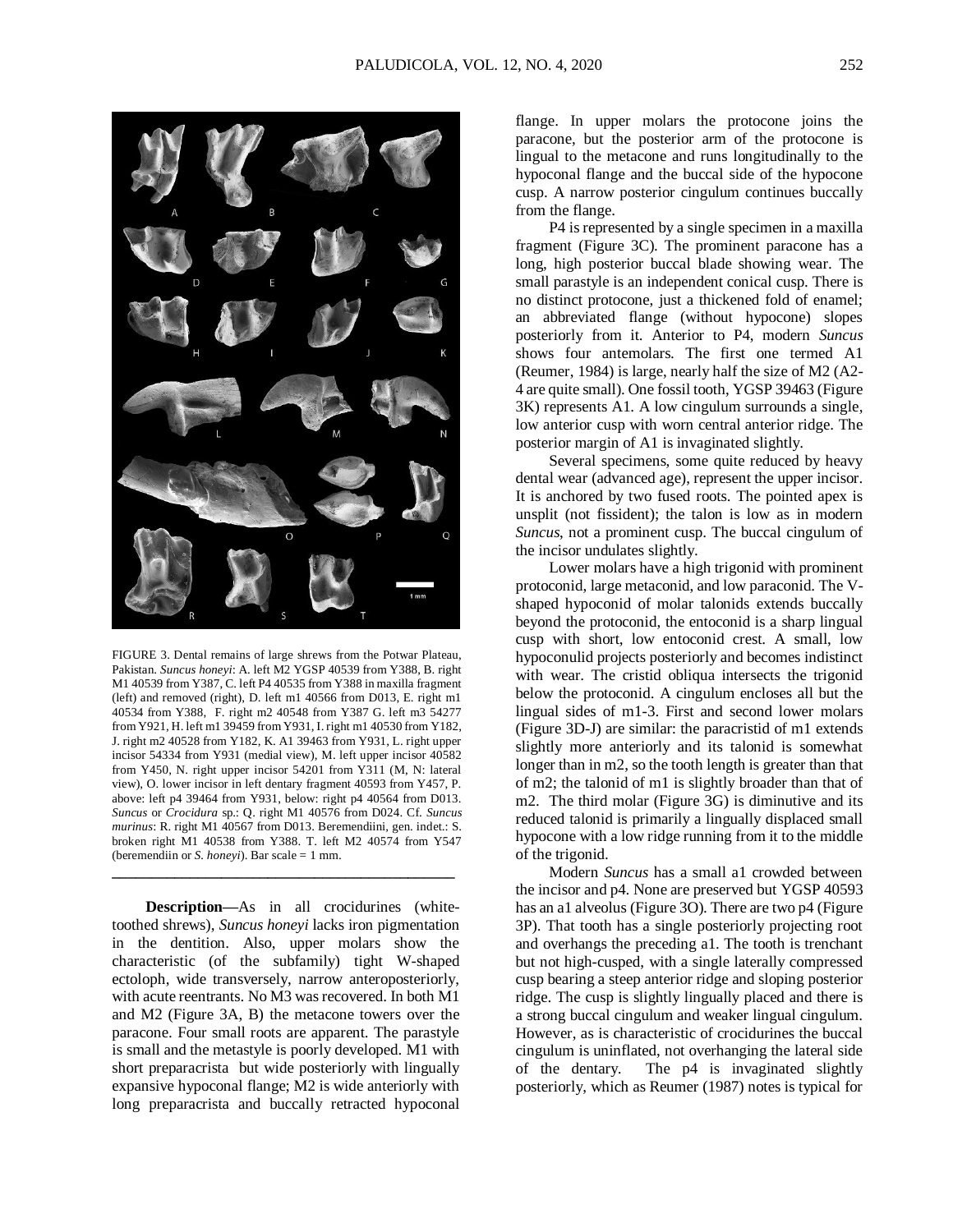FIGURE 3. Dental remains of large shrews from the Potwar Plateau, Pakistan. *Suncus honeyi*: A. left M2 YGSP 40539 from Y388, B. right M1 40539 from Y387, C. left P4 40535 from Y388 in maxilla fragment (left) and removed (right), D. left m1 40566 from D013, E. right m1 40534 from Y388, F. right m2 40548 from Y387 G. left m3 54277 from Y921, H. left m1 39459 from Y931, I. right m1 40530 from Y182, J. right m2 40528 from Y182, K. A1 39463 from Y931, L. right upper incisor 54334 from Y931 (medial view), M. left upper incisor 40582 from Y450, N. right upper incisor 54201 from Y311 (M, N: lateral view), O. lower incisor in left dentary fragment 40593 from Y457, P. above: left p4 39464 from Y931, below: right p4 40564 from D013. *Suncus* or *Crocidura* sp.: Q. right M1 40576 from D024. Cf. *Suncus murinus*: R. right M1 40567 from D013. Beremendiini, gen. indet.: S. broken right M1 40538 from Y388. T. left M2 40574 from Y547 (beremendiin or *S. honeyi*). Bar scale = 1 mm.

**Description**—As in all crocidurines (white-toothed shrews), *Suncus honeyi* lacks iron pigmentation in the dentition. Also, upper molars show the characteristic (of the subfamily) tight W-shaped ectoloph, wide transversely, narrow anteroposteriorly, with acute reentrants. No M3 was recovered. In both M1 and M2 (Figure 3A, B) the metacone towers over the paracone. Four small roots are apparent. The parastyle is small and the metastyle is poorly developed. M1 with short preparacrista but wide posteriorly with lingually expansive hypoconal flange; M2 is wide anteriorly with long preparacrista and buccally retracted hypoconal flange. In upper molars the protocone joins the paracone, but the posterior arm of the protocone is lingual to the metacone and runs longitudinally to the hypoconal flange and the buccal side of the hypocone cusp. A narrow posterior cingulum continues buccally from the flange.

P4 is represented by a single specimen in a maxilla fragment (Figure 3C). The prominent paracone has a long, high posterior buccal blade showing wear. The small parastyle is an independent conical cusp. There is no distinct protocone, just a thickened fold of enamel; an abbreviated flange (without hypocone) slopes posteriorly from it. Anterior to P4, modern *Suncus* shows four antemolars. The first one termed A1 (Reumer, 1984) is large, nearly half the size of M2 (A2-4 are quite small). One fossil tooth, YGSP 39463 (Figure 3K) represents A1. A low cingulum surrounds a single, low anterior cusp with worn central anterior ridge. The posterior margin of A1 is invaginated slightly.

Several specimens, some quite reduced by heavy dental wear (advanced age), represent the upper incisor. It is anchored by two fused roots. The pointed apex is unsplit (not fissident); the talon is low as in modern *Suncus*, not a prominent cusp. The buccal cingulum of the incisor undulates slightly.

Lower molars have a high trigonid with prominent protoconid, large metaconid, and low paraconid. The V-shaped hypoconid of molar talonids extends buccally beyond the protoconid, the entoconid is a sharp lingual cusp with short, low entoconid crest. A small, low hypoconulid projects posteriorly and becomes indistinct with wear. The cristid obliqua intersects the trigonid below the protoconid. A cingulum encloses all but the lingual sides of m1-3. First and second lower molars (Figure 3D-J) are similar: the paracristid of m1 extends slightly more anteriorly and its talonid is somewhat longer than in m2, so the tooth length is greater than that of m2; the talonid of m1 is slightly broader than that of m2. The third molar (Figure 3G) is diminutive and its reduced talonid is primarily a lingually displaced small hypocone with a low ridge running from it to the middle of the trigonid.

Modern *Suncus* has a small a1 crowded between the incisor and p4. None are preserved but YGSP 40593 has an a1 alveolus (Figure 3O). There are two p4 (Figure 3P). That tooth has a single posteriorly projecting root and overhangs the preceding a1. The tooth is trenchant but not high-cusped, with a single laterally compressed cusp bearing a steep anterior ridge and sloping posterior ridge. The cusp is slightly lingually placed and there is a strong buccal cingulum and weaker lingual cingulum. However, as is characteristic of crocidurines the buccal cingulum is uninflated, not overhanging the lateral side of the dentary. The p4 is invaginated slightly posteriorly, which as Reumer (1987) notes is typical for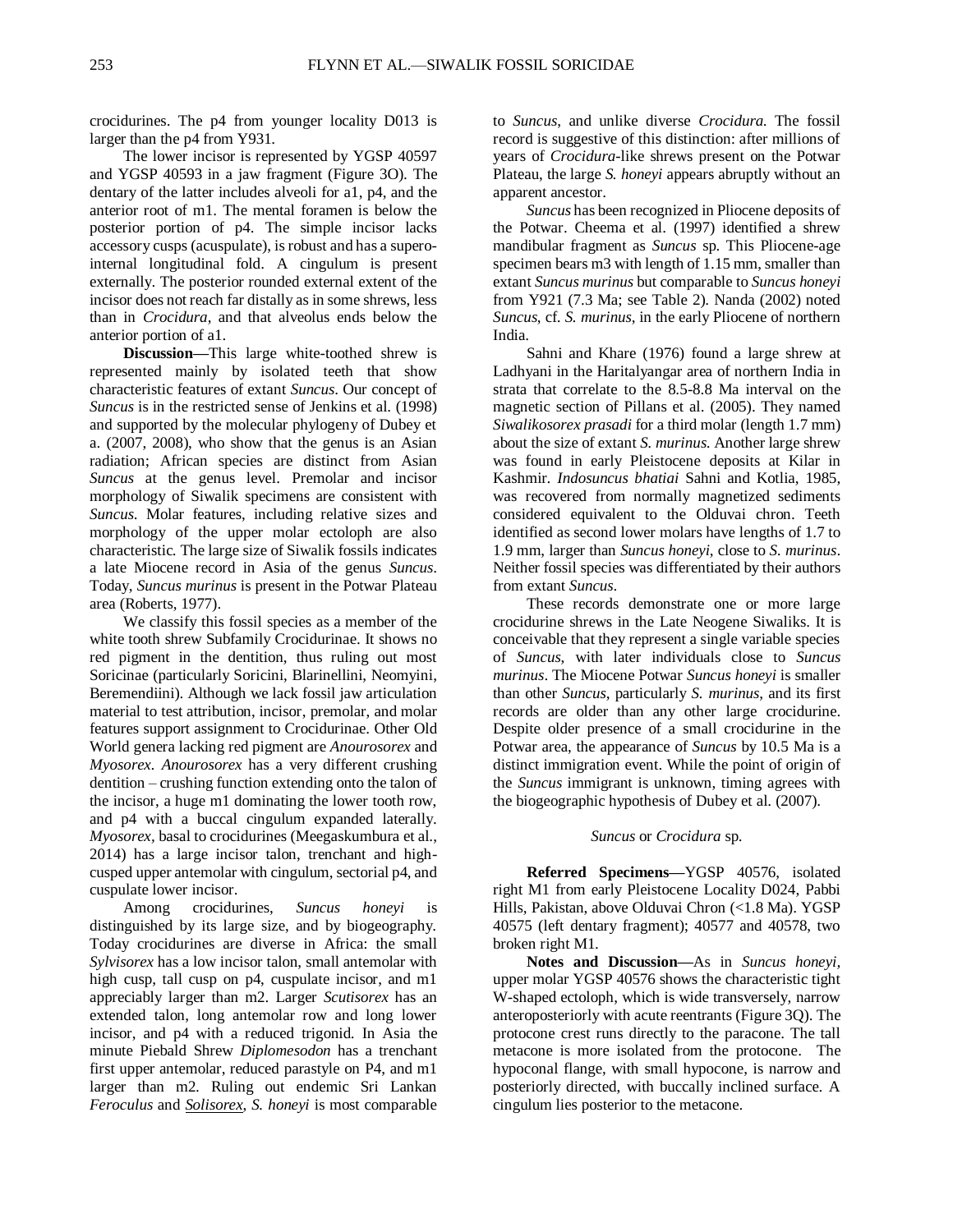crocidurines. The p4 from younger locality D013 is larger than the p4 from Y931.

The lower incisor is represented by YGSP 40597 and YGSP 40593 in a jaw fragment (Figure 3O). The dentary of the latter includes alveoli for a1, p4, and the anterior root of m1. The mental foramen is below the posterior portion of p4. The simple incisor lacks accessory cusps (acuspulate), is robust and has a supero-internal longitudinal fold. A cingulum is present externally. The posterior rounded external extent of the incisor does not reach far distally as in some shrews, less than in *Crocidura*, and that alveolus ends below the anterior portion of a1.

**Discussion—**This large white-toothed shrew is represented mainly by isolated teeth that show characteristic features of extant *Suncus*. Our concept of *Suncus* is in the restricted sense of Jenkins et al. (1998) and supported by the molecular phylogeny of Dubey et a. (2007, 2008), who show that the genus is an Asian radiation; African species are distinct from Asian *Suncus* at the genus level. Premolar and incisor morphology of Siwalik specimens are consistent with *Suncus*. Molar features, including relative sizes and morphology of the upper molar ectoloph are also characteristic. The large size of Siwalik fossils indicates a late Miocene record in Asia of the genus *Suncus*. Today, *Suncus murinus* is present in the Potwar Plateau area (Roberts, 1977).

We classify this fossil species as a member of the white tooth shrew Subfamily Crocidurinae. It shows no red pigment in the dentition, thus ruling out most Soricinae (particularly Soricini, Blarinellini, Neomyini, Beremendiini). Although we lack fossil jaw articulation material to test attribution, incisor, premolar, and molar features support assignment to Crocidurinae. Other Old World genera lacking red pigment are *Anourosorex* and *Myosorex*. *Anourosorex* has a very different crushing dentition – crushing function extending onto the talon of the incisor, a huge m1 dominating the lower tooth row, and p4 with a buccal cingulum expanded laterally. *Myosorex*, basal to crocidurines (Meegaskumbura et al., 2014) has a large incisor talon, trenchant and high-cusped upper antemolar with cingulum, sectorial p4, and cuspulate lower incisor.

Among crocidurines, *Suncus honeyi* is distinguished by its large size, and by biogeography. Today crocidurines are diverse in Africa: the small *Sylvisorex* has a low incisor talon, small antemolar with high cusp, tall cusp on p4, cuspulate incisor, and m1 appreciably larger than m2. Larger *Scutisorex* has an extended talon, long antemolar row and long lower incisor, and p4 with a reduced trigonid. In Asia the minute Piebald Shrew *Diplomesodon* has a trenchant first upper antemolar, reduced parastyle on P4, and m1 larger than m2. Ruling out endemic Sri Lankan *Feroculus* and <u>*Solisorex*</u>, *S. honeyi* is most comparable to *Suncus*, and unlike diverse *Crocidura*. The fossil record is suggestive of this distinction: after millions of years of *Crocidura*-like shrews present on the Potwar Plateau, the large *S. honeyi* appears abruptly without an apparent ancestor.

*Suncus* has been recognized in Pliocene deposits of the Potwar. Cheema et al. (1997) identified a shrew mandibular fragment as *Suncus* sp. This Pliocene-age specimen bears m3 with length of 1.15 mm, smaller than extant *Suncus murinus* but comparable to *Suncus honeyi* from Y921 (7.3 Ma; see Table 2). Nanda (2002) noted *Suncus*, cf. *S. murinus*, in the early Pliocene of northern India.

Sahni and Khare (1976) found a large shrew at Ladhyani in the Haritalyangar area of northern India in strata that correlate to the 8.5-8.8 Ma interval on the magnetic section of Pillans et al. (2005). They named *Siwalikosorex prasadi* for a third molar (length 1.7 mm) about the size of extant *S. murinus*. Another large shrew was found in early Pleistocene deposits at Kilar in Kashmir. *Indosuncus bhatiai* Sahni and Kotlia, 1985, was recovered from normally magnetized sediments considered equivalent to the Olduvai chron. Teeth identified as second lower molars have lengths of 1.7 to 1.9 mm, larger than *Suncus honeyi*, close to *S. murinus*. Neither fossil species was differentiated by their authors from extant *Suncus*.

These records demonstrate one or more large crocidurine shrews in the Late Neogene Siwaliks. It is conceivable that they represent a single variable species of *Suncus*, with later individuals close to *Suncus murinus*. The Miocene Potwar *Suncus honeyi* is smaller than other *Suncus*, particularly *S. murinus*, and its first records are older than any other large crocidurine. Despite older presence of a small crocidurine in the Potwar area, the appearance of *Suncus* by 10.5 Ma is a distinct immigration event. While the point of origin of the *Suncus* immigrant is unknown, timing agrees with the biogeographic hypothesis of Dubey et al. (2007).

### *Suncus* or *Crocidura* sp.

**Referred Specimens—**YGSP 40576, isolated right M1 from early Pleistocene Locality D024, Pabbi Hills, Pakistan, above Olduvai Chron (<1.8 Ma). YGSP 40575 (left dentary fragment); 40577 and 40578, two broken right M1.

**Notes and Discussion—**As in *Suncus honeyi*, upper molar YGSP 40576 shows the characteristic tight W-shaped ectoloph, which is wide transversely, narrow anteroposteriorly with acute reentrants (Figure 3Q). The protocone crest runs directly to the paracone. The tall metacone is more isolated from the protocone. The hypoconal flange, with small hypocone, is narrow and posteriorly directed, with buccally inclined surface. A cingulum lies posterior to the metacone.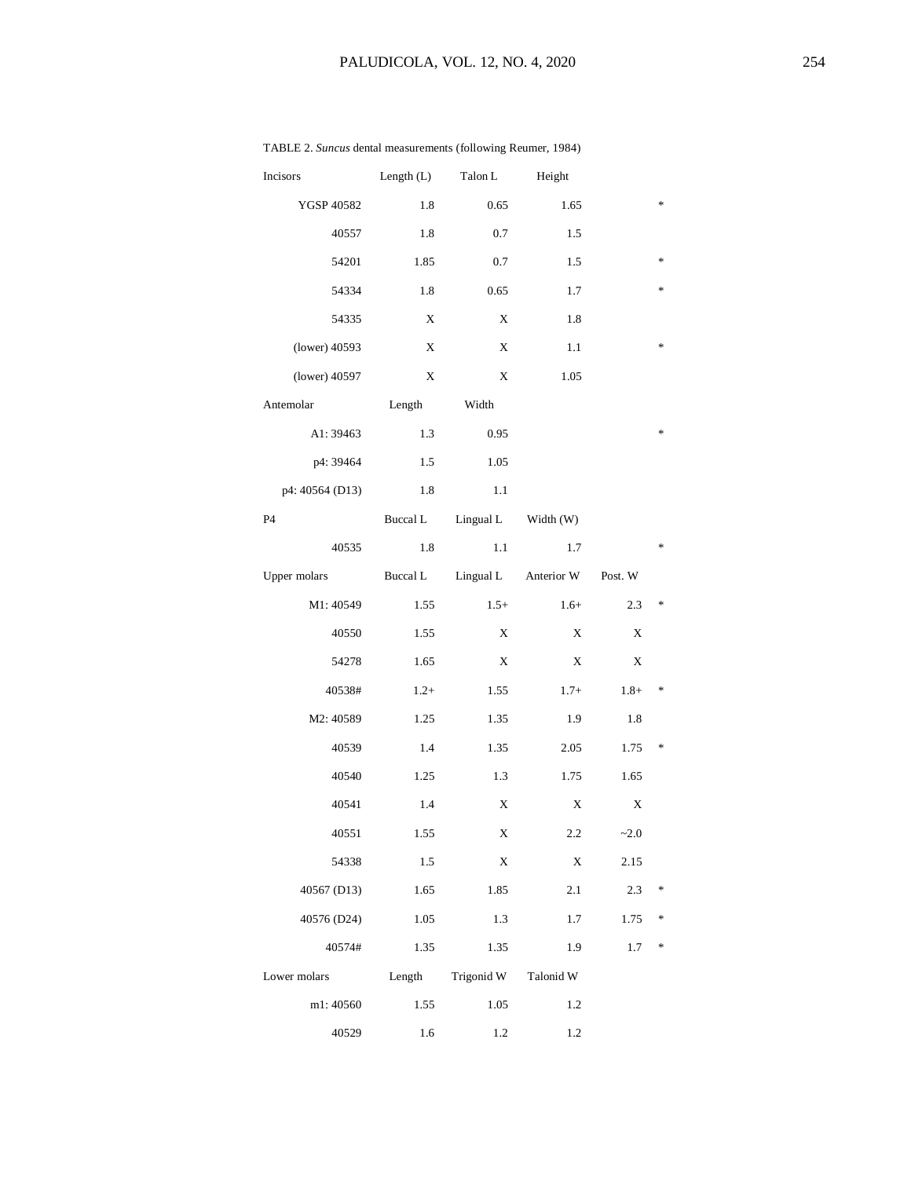TABLE 2. *Suncus* dental measurements (following Reumer, 1984)

| Incisors | Length (L) | Talon L | Height | | |
|---|---|---|---|---|---|
| YGSP 40582 | 1.8 | 0.65 | 1.65 | | * |
| 40557 | 1.8 | 0.7 | 1.5 | | |
| 54201 | 1.85 | 0.7 | 1.5 | | * |
| 54334 | 1.8 | 0.65 | 1.7 | | * |
| 54335 | X | X | 1.8 | | |
| (lower) 40593 | X | X | 1.1 | | * |
| (lower) 40597 | X | X | 1.05 | | |
| **Antemolar** | **Length** | **Width** | | | |
| A1: 39463 | 1.3 | 0.95 | | | * |
| p4: 39464 | 1.5 | 1.05 | | | |
| p4: 40564 (D13) | 1.8 | 1.1 | | | |
| **P4** | **Buccal L** | **Lingual L** | **Width (W)** | | |
| 40535 | 1.8 | 1.1 | 1.7 | | * |
| **Upper molars** | **Buccal L** | **Lingual L** | **Anterior W** | **Post. W** | |
| M1: 40549 | 1.55 | 1.5+ | 1.6+ | 2.3 | * |
| 40550 | 1.55 | X | X | X | |
| 54278 | 1.65 | X | X | X | |
| 40538# | 1.2+ | 1.55 | 1.7+ | 1.8+ | * |
| M2: 40589 | 1.25 | 1.35 | 1.9 | 1.8 | |
| 40539 | 1.4 | 1.35 | 2.05 | 1.75 | * |
| 40540 | 1.25 | 1.3 | 1.75 | 1.65 | |
| 40541 | 1.4 | X | X | X | |
| 40551 | 1.55 | X | 2.2 | ~2.0 | |
| 54338 | 1.5 | X | X | 2.15 | |
| 40567 (D13) | 1.65 | 1.85 | 2.1 | 2.3 | * |
| 40576 (D24) | 1.05 | 1.3 | 1.7 | 1.75 | * |
| 40574# | 1.35 | 1.35 | 1.9 | 1.7 | * |
| **Lower molars** | **Length** | **Trigonid W** | **Talonid W** | | |
| m1: 40560 | 1.55 | 1.05 | 1.2 | | |
| 40529 | 1.6 | 1.2 | 1.2 | | |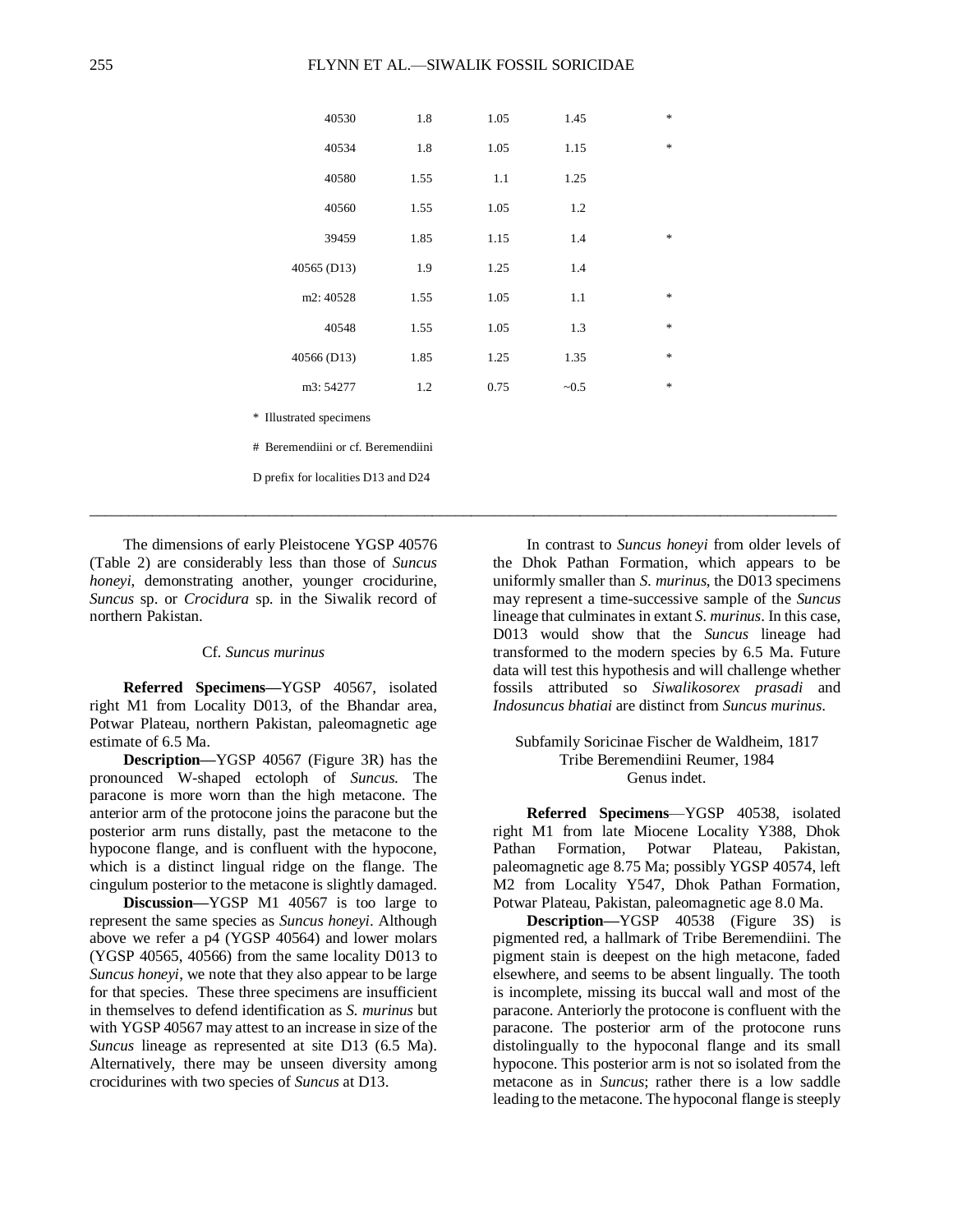| | | | | |
|---|---|---|---|---|
| 40530 | 1.8 | 1.05 | 1.45 | * |
| 40534 | 1.8 | 1.05 | 1.15 | * |
| 40580 | 1.55 | 1.1 | 1.25 | |
| 40560 | 1.55 | 1.05 | 1.2 | |
| 39459 | 1.85 | 1.15 | 1.4 | * |
| 40565 (D13) | 1.9 | 1.25 | 1.4 | |
| m2: 40528 | 1.55 | 1.05 | 1.1 | * |
| 40548 | 1.55 | 1.05 | 1.3 | * |
| 40566 (D13) | 1.85 | 1.25 | 1.35 | * |
| m3: 54277 | 1.2 | 0.75 | ~0.5 | * |

\* Illustrated specimens

\# Beremendiini or cf. Beremendiini

D prefix for localities D13 and D24

---

The dimensions of early Pleistocene YGSP 40576 (Table 2) are considerably less than those of *Suncus honeyi*, demonstrating another, younger crocidurine, *Suncus* sp. or *Crocidura* sp. in the Siwalik record of northern Pakistan.

Cf. *Suncus murinus*

**Referred Specimens—**YGSP 40567, isolated right M1 from Locality D013, of the Bhandar area, Potwar Plateau, northern Pakistan, paleomagnetic age estimate of 6.5 Ma.

**Description—**YGSP 40567 (Figure 3R) has the pronounced W-shaped ectoloph of *Suncus*. The paracone is more worn than the high metacone. The anterior arm of the protocone joins the paracone but the posterior arm runs distally, past the metacone to the hypocone flange, and is confluent with the hypocone, which is a distinct lingual ridge on the flange. The cingulum posterior to the metacone is slightly damaged.

**Discussion—**YGSP M1 40567 is too large to represent the same species as *Suncus honeyi*. Although above we refer a p4 (YGSP 40564) and lower molars (YGSP 40565, 40566) from the same locality D013 to *Suncus honeyi*, we note that they also appear to be large for that species. These three specimens are insufficient in themselves to defend identification as *S. murinus* but with YGSP 40567 may attest to an increase in size of the *Suncus* lineage as represented at site D13 (6.5 Ma). Alternatively, there may be unseen diversity among crocidurines with two species of *Suncus* at D13.

In contrast to *Suncus honeyi* from older levels of the Dhok Pathan Formation, which appears to be uniformly smaller than *S. murinus*, the D013 specimens may represent a time-successive sample of the *Suncus* lineage that culminates in extant *S. murinus*. In this case, D013 would show that the *Suncus* lineage had transformed to the modern species by 6.5 Ma. Future data will test this hypothesis and will challenge whether fossils attributed so *Siwalikosorex prasadi* and *Indosuncus bhatiai* are distinct from *Suncus murinus*.

Subfamily Soricinae Fischer de Waldheim, 1817
Tribe Beremendiini Reumer, 1984
Genus indet.

**Referred Specimens**—YGSP 40538, isolated right M1 from late Miocene Locality Y388, Dhok Pathan Formation, Potwar Plateau, Pakistan, paleomagnetic age 8.75 Ma; possibly YGSP 40574, left M2 from Locality Y547, Dhok Pathan Formation, Potwar Plateau, Pakistan, paleomagnetic age 8.0 Ma.

**Description—**YGSP 40538 (Figure 3S) is pigmented red, a hallmark of Tribe Beremendiini. The pigment stain is deepest on the high metacone, faded elsewhere, and seems to be absent lingually. The tooth is incomplete, missing its buccal wall and most of the paracone. Anteriorly the protocone is confluent with the paracone. The posterior arm of the protocone runs distolingually to the hypoconal flange and its small hypocone. This posterior arm is not so isolated from the metacone as in *Suncus*; rather there is a low saddle leading to the metacone. The hypoconal flange is steeply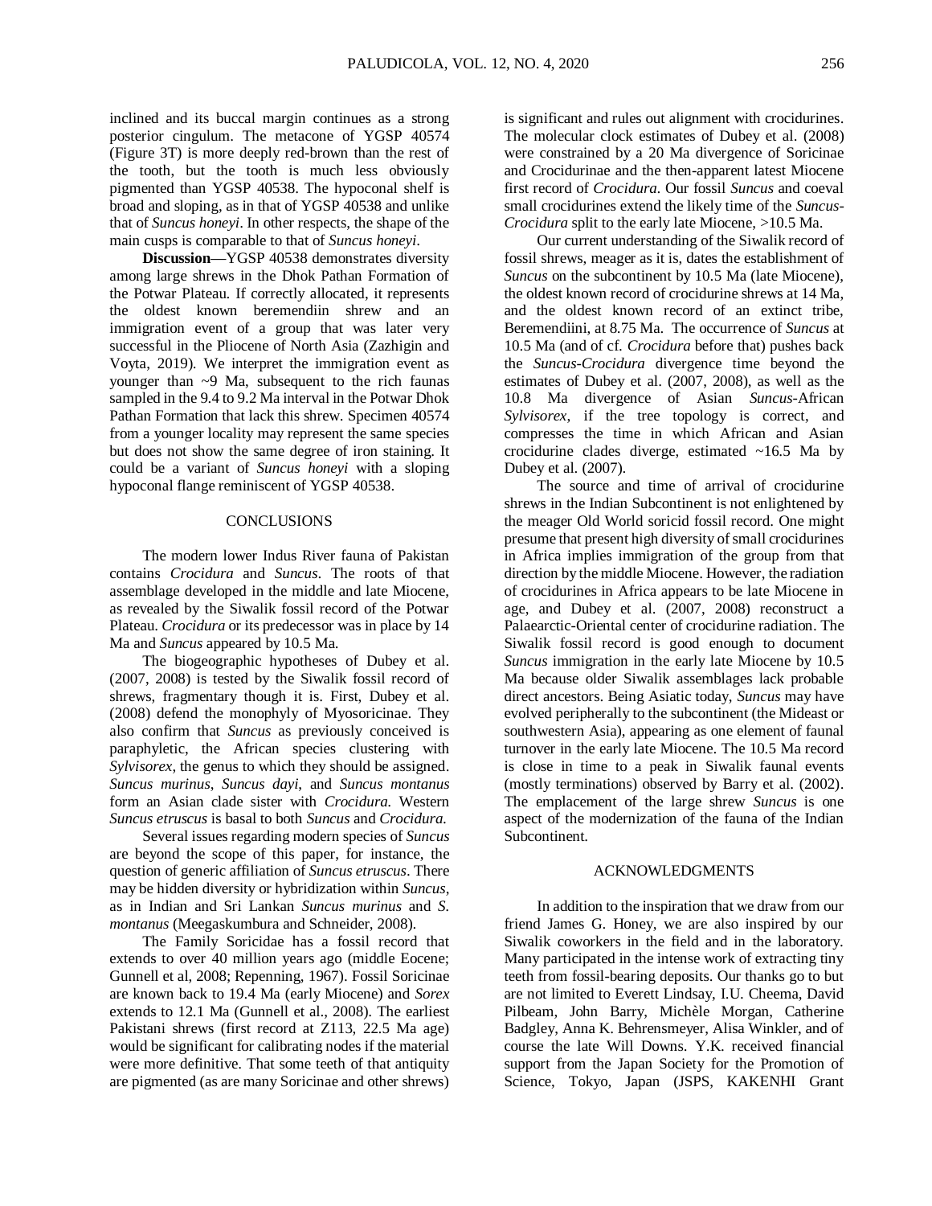inclined and its buccal margin continues as a strong posterior cingulum. The metacone of YGSP 40574 (Figure 3T) is more deeply red-brown than the rest of the tooth, but the tooth is much less obviously pigmented than YGSP 40538. The hypoconal shelf is broad and sloping, as in that of YGSP 40538 and unlike that of *Suncus honeyi*. In other respects, the shape of the main cusps is comparable to that of *Suncus honeyi*.

**Discussion—**YGSP 40538 demonstrates diversity among large shrews in the Dhok Pathan Formation of the Potwar Plateau. If correctly allocated, it represents the oldest known beremendiin shrew and an immigration event of a group that was later very successful in the Pliocene of North Asia (Zazhigin and Voyta, 2019). We interpret the immigration event as younger than ~9 Ma, subsequent to the rich faunas sampled in the 9.4 to 9.2 Ma interval in the Potwar Dhok Pathan Formation that lack this shrew. Specimen 40574 from a younger locality may represent the same species but does not show the same degree of iron staining. It could be a variant of *Suncus honeyi* with a sloping hypoconal flange reminiscent of YGSP 40538.

## CONCLUSIONS

The modern lower Indus River fauna of Pakistan contains *Crocidura* and *Suncus*. The roots of that assemblage developed in the middle and late Miocene, as revealed by the Siwalik fossil record of the Potwar Plateau. *Crocidura* or its predecessor was in place by 14 Ma and *Suncus* appeared by 10.5 Ma.

The biogeographic hypotheses of Dubey et al. (2007, 2008) is tested by the Siwalik fossil record of shrews, fragmentary though it is. First, Dubey et al. (2008) defend the monophyly of Myosoricinae. They also confirm that *Suncus* as previously conceived is paraphyletic, the African species clustering with *Sylvisorex*, the genus to which they should be assigned. *Suncus murinus*, *Suncus dayi*, and *Suncus montanus* form an Asian clade sister with *Crocidura*. Western *Suncus etruscus* is basal to both *Suncus* and *Crocidura*.

Several issues regarding modern species of *Suncus* are beyond the scope of this paper, for instance, the question of generic affiliation of *Suncus etruscus*. There may be hidden diversity or hybridization within *Suncus*, as in Indian and Sri Lankan *Suncus murinus* and *S. montanus* (Meegaskumbura and Schneider, 2008).

The Family Soricidae has a fossil record that extends to over 40 million years ago (middle Eocene; Gunnell et al, 2008; Repenning, 1967). Fossil Soricinae are known back to 19.4 Ma (early Miocene) and *Sorex* extends to 12.1 Ma (Gunnell et al., 2008). The earliest Pakistani shrews (first record at Z113, 22.5 Ma age) would be significant for calibrating nodes if the material were more definitive. That some teeth of that antiquity are pigmented (as are many Soricinae and other shrews) is significant and rules out alignment with crocidurines. The molecular clock estimates of Dubey et al. (2008) were constrained by a 20 Ma divergence of Soricinae and Crocidurinae and the then-apparent latest Miocene first record of *Crocidura*. Our fossil *Suncus* and coeval small crocidurines extend the likely time of the *Suncus*-*Crocidura* split to the early late Miocene, >10.5 Ma.

Our current understanding of the Siwalik record of fossil shrews, meager as it is, dates the establishment of *Suncus* on the subcontinent by 10.5 Ma (late Miocene), the oldest known record of crocidurine shrews at 14 Ma, and the oldest known record of an extinct tribe, Beremendiini, at 8.75 Ma. The occurrence of *Suncus* at 10.5 Ma (and of cf. *Crocidura* before that) pushes back the *Suncus*-*Crocidura* divergence time beyond the estimates of Dubey et al. (2007, 2008), as well as the 10.8 Ma divergence of Asian *Suncus*-African *Sylvisorex*, if the tree topology is correct, and compresses the time in which African and Asian crocidurine clades diverge, estimated ~16.5 Ma by Dubey et al. (2007).

The source and time of arrival of crocidurine shrews in the Indian Subcontinent is not enlightened by the meager Old World soricid fossil record. One might presume that present high diversity of small crocidurines in Africa implies immigration of the group from that direction by the middle Miocene. However, the radiation of crocidurines in Africa appears to be late Miocene in age, and Dubey et al. (2007, 2008) reconstruct a Palaearctic-Oriental center of crocidurine radiation. The Siwalik fossil record is good enough to document *Suncus* immigration in the early late Miocene by 10.5 Ma because older Siwalik assemblages lack probable direct ancestors. Being Asiatic today, *Suncus* may have evolved peripherally to the subcontinent (the Mideast or southwestern Asia), appearing as one element of faunal turnover in the early late Miocene. The 10.5 Ma record is close in time to a peak in Siwalik faunal events (mostly terminations) observed by Barry et al. (2002). The emplacement of the large shrew *Suncus* is one aspect of the modernization of the fauna of the Indian Subcontinent.

## ACKNOWLEDGMENTS

In addition to the inspiration that we draw from our friend James G. Honey, we are also inspired by our Siwalik coworkers in the field and in the laboratory. Many participated in the intense work of extracting tiny teeth from fossil-bearing deposits. Our thanks go to but are not limited to Everett Lindsay, I.U. Cheema, David Pilbeam, John Barry, Michèle Morgan, Catherine Badgley, Anna K. Behrensmeyer, Alisa Winkler, and of course the late Will Downs. Y.K. received financial support from the Japan Society for the Promotion of Science, Tokyo, Japan (JSPS, KAKENHI Grant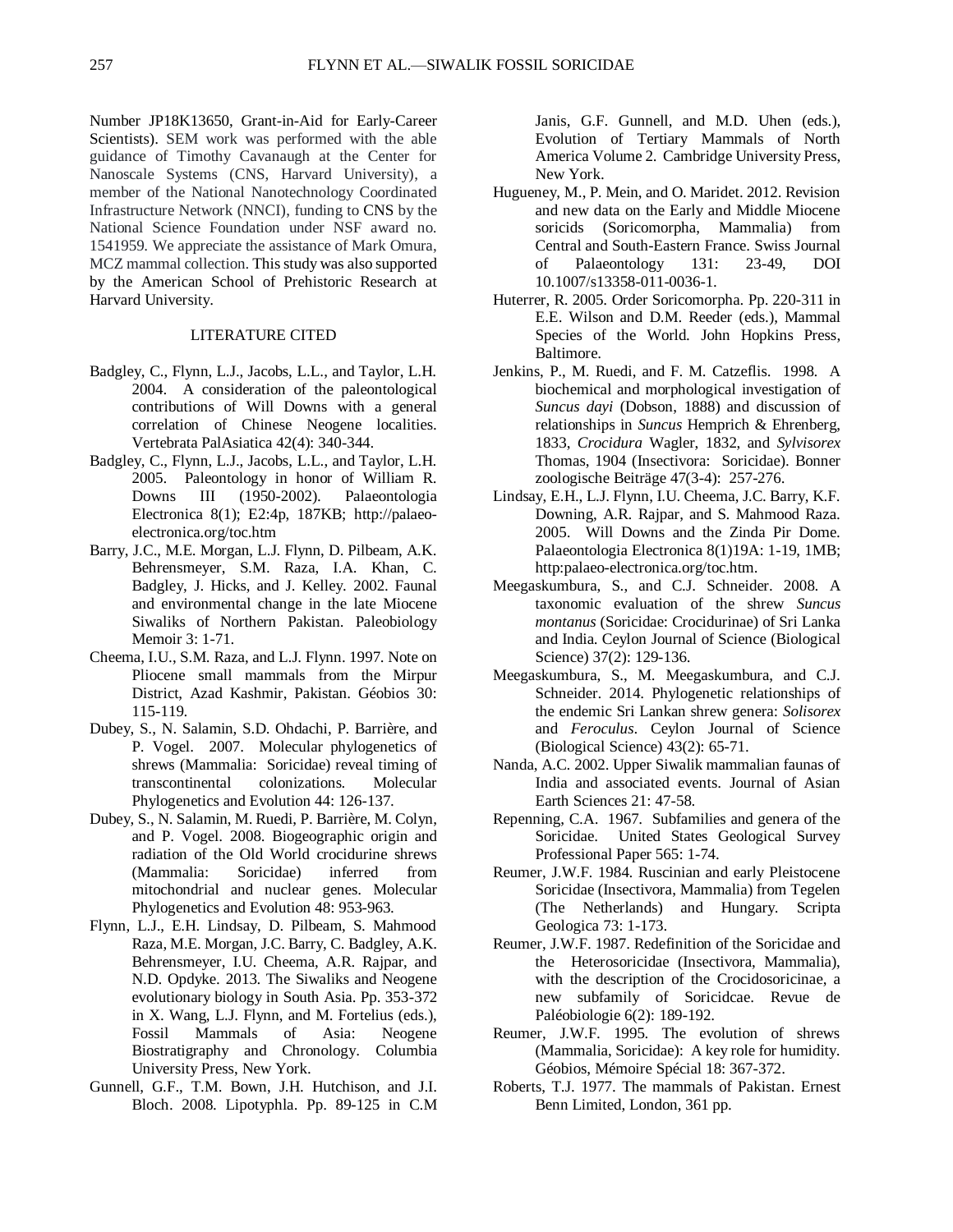Number JP18K13650, Grant-in-Aid for Early-Career Scientists). SEM work was performed with the able guidance of Timothy Cavanaugh at the Center for Nanoscale Systems (CNS, Harvard University), a member of the National Nanotechnology Coordinated Infrastructure Network (NNCI), funding to CNS by the National Science Foundation under NSF award no. 1541959. We appreciate the assistance of Mark Omura, MCZ mammal collection. This study was also supported by the American School of Prehistoric Research at Harvard University.

## LITERATURE CITED

Badgley, C., Flynn, L.J., Jacobs, L.L., and Taylor, L.H. 2004. A consideration of the paleontological contributions of Will Downs with a general correlation of Chinese Neogene localities. Vertebrata PalAsiatica 42(4): 340-344.

Badgley, C., Flynn, L.J., Jacobs, L.L., and Taylor, L.H. 2005. Paleontology in honor of William R. Downs III (1950-2002). Palaeontologia Electronica 8(1); E2:4p, 187KB; http://palaeo-electronica.org/toc.htm

Barry, J.C., M.E. Morgan, L.J. Flynn, D. Pilbeam, A.K. Behrensmeyer, S.M. Raza, I.A. Khan, C. Badgley, J. Hicks, and J. Kelley. 2002. Faunal and environmental change in the late Miocene Siwaliks of Northern Pakistan. Paleobiology Memoir 3: 1-71.

Cheema, I.U., S.M. Raza, and L.J. Flynn. 1997. Note on Pliocene small mammals from the Mirpur District, Azad Kashmir, Pakistan. Géobios 30: 115-119.

Dubey, S., N. Salamin, S.D. Ohdachi, P. Barrière, and P. Vogel. 2007. Molecular phylogenetics of shrews (Mammalia: Soricidae) reveal timing of transcontinental colonizations. Molecular Phylogenetics and Evolution 44: 126-137.

Dubey, S., N. Salamin, M. Ruedi, P. Barrière, M. Colyn, and P. Vogel. 2008. Biogeographic origin and radiation of the Old World crocidurine shrews (Mammalia: Soricidae) inferred from mitochondrial and nuclear genes. Molecular Phylogenetics and Evolution 48: 953-963.

Flynn, L.J., E.H. Lindsay, D. Pilbeam, S. Mahmood Raza, M.E. Morgan, J.C. Barry, C. Badgley, A.K. Behrensmeyer, I.U. Cheema, A.R. Rajpar, and N.D. Opdyke. 2013. The Siwaliks and Neogene evolutionary biology in South Asia. Pp. 353-372 in X. Wang, L.J. Flynn, and M. Fortelius (eds.), Fossil Mammals of Asia: Neogene Biostratigraphy and Chronology. Columbia University Press, New York.

Gunnell, G.F., T.M. Bown, J.H. Hutchison, and J.I. Bloch. 2008. Lipotyphla. Pp. 89-125 in C.M Janis, G.F. Gunnell, and M.D. Uhen (eds.), Evolution of Tertiary Mammals of North America Volume 2. Cambridge University Press, New York.

Hugueney, M., P. Mein, and O. Maridet. 2012. Revision and new data on the Early and Middle Miocene soricids (Soricomorpha, Mammalia) from Central and South-Eastern France. Swiss Journal of Palaeontology 131: 23-49, DOI 10.1007/s13358-011-0036-1.

Huterrer, R. 2005. Order Soricomorpha. Pp. 220-311 in E.E. Wilson and D.M. Reeder (eds.), Mammal Species of the World. John Hopkins Press, Baltimore.

Jenkins, P., M. Ruedi, and F. M. Catzeflis. 1998. A biochemical and morphological investigation of *Suncus dayi* (Dobson, 1888) and discussion of relationships in *Suncus* Hemprich & Ehrenberg, 1833, *Crocidura* Wagler, 1832, and *Sylvisorex* Thomas, 1904 (Insectivora: Soricidae). Bonner zoologische Beiträge 47(3-4): 257-276.

Lindsay, E.H., L.J. Flynn, I.U. Cheema, J.C. Barry, K.F. Downing, A.R. Rajpar, and S. Mahmood Raza. 2005. Will Downs and the Zinda Pir Dome. Palaeontologia Electronica 8(1)19A: 1-19, 1MB; http:palaeo-electronica.org/toc.htm.

Meegaskumbura, S., and C.J. Schneider. 2008. A taxonomic evaluation of the shrew *Suncus montanus* (Soricidae: Crocidurinae) of Sri Lanka and India. Ceylon Journal of Science (Biological Science) 37(2): 129-136.

Meegaskumbura, S., M. Meegaskumbura, and C.J. Schneider. 2014. Phylogenetic relationships of the endemic Sri Lankan shrew genera: *Solisorex* and *Feroculus*. Ceylon Journal of Science (Biological Science) 43(2): 65-71.

Nanda, A.C. 2002. Upper Siwalik mammalian faunas of India and associated events. Journal of Asian Earth Sciences 21: 47-58.

Repenning, C.A. 1967. Subfamilies and genera of the Soricidae. United States Geological Survey Professional Paper 565: 1-74.

Reumer, J.W.F. 1984. Ruscinian and early Pleistocene Soricidae (Insectivora, Mammalia) from Tegelen (The Netherlands) and Hungary. Scripta Geologica 73: 1-173.

Reumer, J.W.F. 1987. Redefinition of the Soricidae and the Heterosoricidae (Insectivora, Mammalia), with the description of the Crocidosoricinae, a new subfamily of Soricidcae. Revue de Paléobiologie 6(2): 189-192.

Reumer, J.W.F. 1995. The evolution of shrews (Mammalia, Soricidae): A key role for humidity. Géobios, Mémoire Spécial 18: 367-372.

Roberts, T.J. 1977. The mammals of Pakistan. Ernest Benn Limited, London, 361 pp.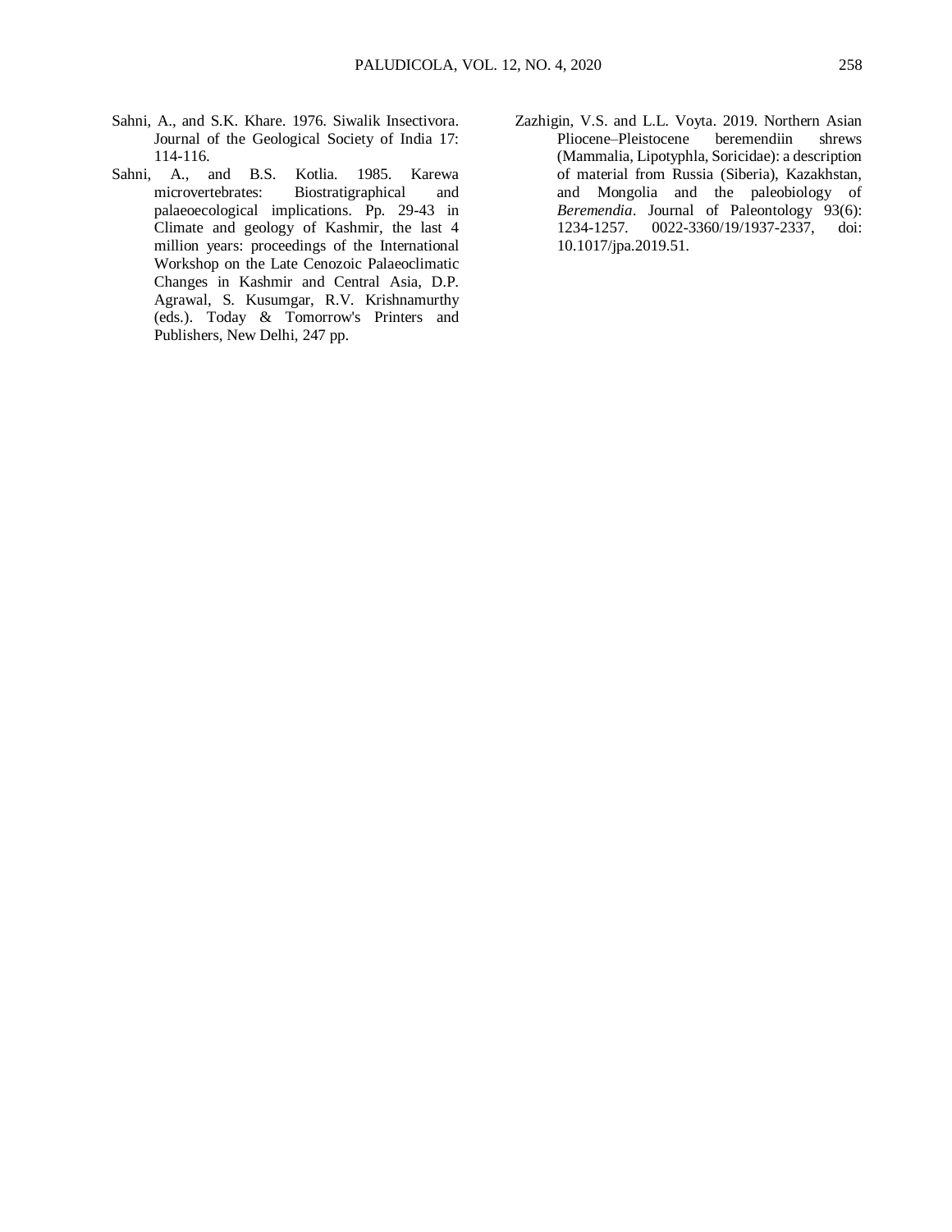Sahni, A., and S.K. Khare. 1976. Siwalik Insectivora. Journal of the Geological Society of India 17: 114-116.

Sahni, A., and B.S. Kotlia. 1985. Karewa microvertebrates: Biostratigraphical and palaeoecological implications. Pp. 29-43 in Climate and geology of Kashmir, the last 4 million years: proceedings of the International Workshop on the Late Cenozoic Palaeoclimatic Changes in Kashmir and Central Asia, D.P. Agrawal, S. Kusumgar, R.V. Krishnamurthy (eds.). Today & Tomorrow's Printers and Publishers, New Delhi, 247 pp.

Zazhigin, V.S. and L.L. Voyta. 2019. Northern Asian Pliocene–Pleistocene beremendiin shrews (Mammalia, Lipotyphla, Soricidae): a description of material from Russia (Siberia), Kazakhstan, and Mongolia and the paleobiology of *Beremendia*. Journal of Paleontology 93(6): 1234-1257. 0022-3360/19/1937-2337, doi: 10.1017/jpa.2019.51.